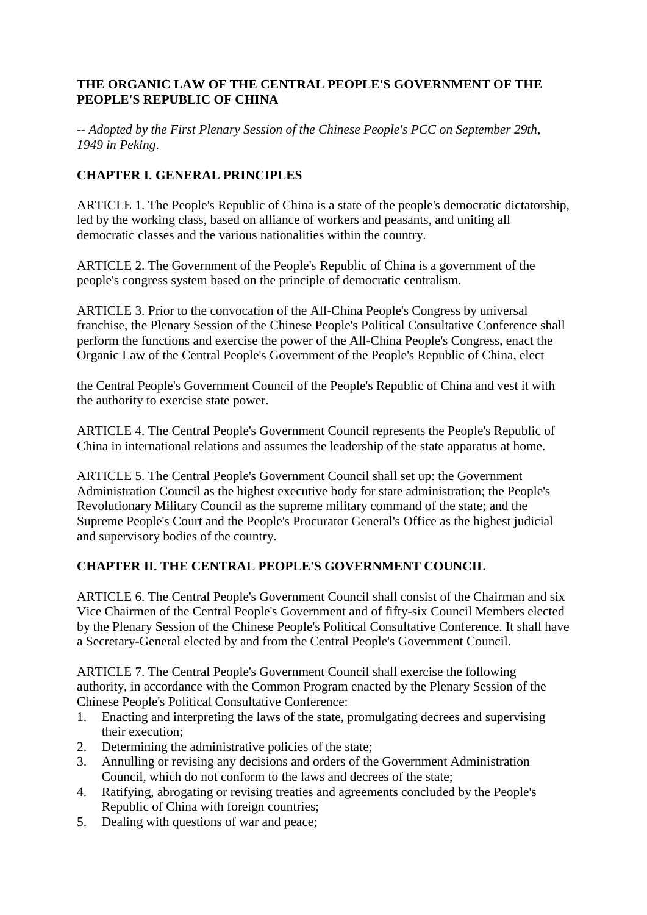**THE ORGANIC LAW OF THE CENTRAL PEOPLE'S GOVERNMENT OF THE PEOPLE'S REPUBLIC OF CHINA**

-- *Adopted by the First Plenary Session of the Chinese People's PCC on September 29th, 1949 in Peking.*

**CHAPTER I. GENERAL PRINCIPLES**

ARTICLE 1. The People's Republic of China is a state of the people's democratic dictatorship, led by the working class, based on alliance of workers and peasants, and uniting all democratic classes and the various nationalities within the country.

ARTICLE 2. The Government of the People's Republic of China is a government of the people's congress system based on the principle of democratic centralism.

ARTICLE 3. Prior to the convocation of the All-China People's Congress by universal franchise, the Plenary Session of the Chinese People's Political Consultative Conference shall perform the functions and exercise the power of the All-China People's Congress, enact the Organic Law of the Central People's Government of the People's Republic of China, elect the Central People's Government Council of the People's Republic of China and vest it with the authority to exercise state power.

ARTICLE 4. The Central People's Government Council represents the People's Republic of China in international relations and assumes the leadership of the state apparatus at home.

ARTICLE 5. The Central People's Government Council shall set up: the Government Administration Council as the highest executive body for state administration; the People's Revolutionary Military Council as the supreme military command of the state; and the Supreme People's Court and the People's Procurator General's Office as the highest judicial and supervisory bodies of the country.

**CHAPTER II. THE CENTRAL PEOPLE'S GOVERNMENT COUNCIL**

ARTICLE 6. The Central People's Government Council shall consist of the Chairman and six Vice Chairmen of the Central People's Government and of fifty-six Council Members elected by the Plenary Session of the Chinese People's Political Consultative Conference. It shall have a Secretary-General elected by and from the Central People's Government Council.

ARTICLE 7. The Central People's Government Council shall exercise the following authority, in accordance with the Common Program enacted by the Plenary Session of the Chinese People's Political Consultative Conference:

1. Enacting and interpreting the laws of the state, promulgating decrees and supervising their execution;
2. Determining the administrative policies of the state;
3. Annulling or revising any decisions and orders of the Government Administration Council, which do not conform to the laws and decrees of the state;
4. Ratifying, abrogating or revising treaties and agreements concluded by the People's Republic of China with foreign countries;
5. Dealing with questions of war and peace;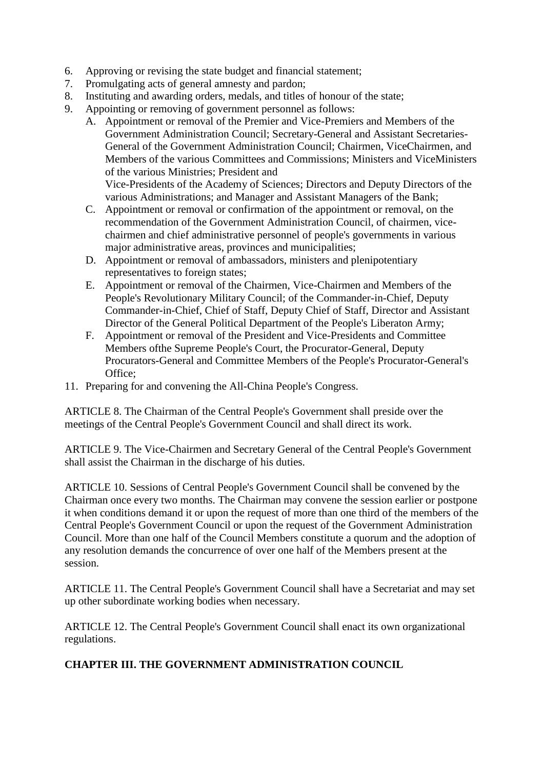6. Approving or revising the state budget and financial statement;
7. Promulgating acts of general amnesty and pardon;
8. Instituting and awarding orders, medals, and titles of honour of the state;
9. Appointing or removing of government personnel as follows:
   A. Appointment or removal of the Premier and Vice-Premiers and Members of the Government Administration Council; Secretary-General and Assistant Secretaries-General of the Government Administration Council; Chairmen, ViceChairmen, and Members of the various Committees and Commissions; Ministers and ViceMinisters of the various Ministries; President and
   Vice-Presidents of the Academy of Sciences; Directors and Deputy Directors of the various Administrations; and Manager and Assistant Managers of the Bank;
   C. Appointment or removal or confirmation of the appointment or removal, on the recommendation of the Government Administration Council, of chairmen, vice-chairmen and chief administrative personnel of people's governments in various major administrative areas, provinces and municipalities;
   D. Appointment or removal of ambassadors, ministers and plenipotentiary representatives to foreign states;
   E. Appointment or removal of the Chairmen, Vice-Chairmen and Members of the People's Revolutionary Military Council; of the Commander-in-Chief, Deputy Commander-in-Chief, Chief of Staff, Deputy Chief of Staff, Director and Assistant Director of the General Political Department of the People's Liberaton Army;
   F. Appointment or removal of the President and Vice-Presidents and Committee Members ofthe Supreme People's Court, the Procurator-General, Deputy Procurators-General and Committee Members of the People's Procurator-General's Office;
11. Preparing for and convening the All-China People's Congress.

ARTICLE 8. The Chairman of the Central People's Government shall preside over the meetings of the Central People's Government Council and shall direct its work.

ARTICLE 9. The Vice-Chairmen and Secretary General of the Central People's Government shall assist the Chairman in the discharge of his duties.

ARTICLE 10. Sessions of Central People's Government Council shall be convened by the Chairman once every two months. The Chairman may convene the session earlier or postpone it when conditions demand it or upon the request of more than one third of the members of the Central People's Government Council or upon the request of the Government Administration Council. More than one half of the Council Members constitute a quorum and the adoption of any resolution demands the concurrence of over one half of the Members present at the session.

ARTICLE 11. The Central People's Government Council shall have a Secretariat and may set up other subordinate working bodies when necessary.

ARTICLE 12. The Central People's Government Council shall enact its own organizational regulations.

## CHAPTER III. THE GOVERNMENT ADMINISTRATION COUNCIL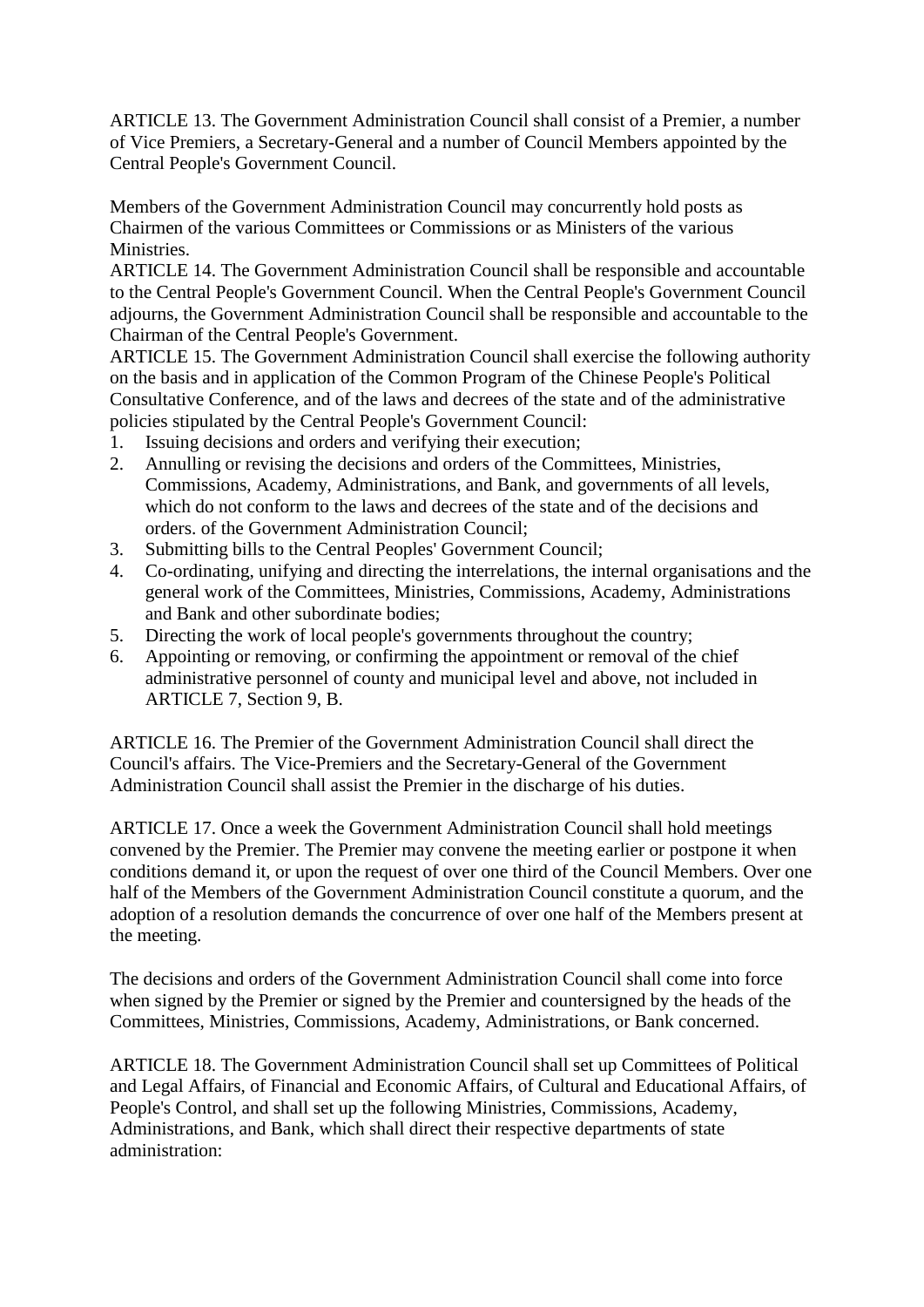ARTICLE 13. The Government Administration Council shall consist of a Premier, a number of Vice Premiers, a Secretary-General and a number of Council Members appointed by the Central People's Government Council.

Members of the Government Administration Council may concurrently hold posts as Chairmen of the various Committees or Commissions or as Ministers of the various Ministries.

ARTICLE 14. The Government Administration Council shall be responsible and accountable to the Central People's Government Council. When the Central People's Government Council adjourns, the Government Administration Council shall be responsible and accountable to the Chairman of the Central People's Government.

ARTICLE 15. The Government Administration Council shall exercise the following authority on the basis and in application of the Common Program of the Chinese People's Political Consultative Conference, and of the laws and decrees of the state and of the administrative policies stipulated by the Central People's Government Council:

1. Issuing decisions and orders and verifying their execution;
2. Annulling or revising the decisions and orders of the Committees, Ministries, Commissions, Academy, Administrations, and Bank, and governments of all levels, which do not conform to the laws and decrees of the state and of the decisions and orders. of the Government Administration Council;
3. Submitting bills to the Central Peoples' Government Council;
4. Co-ordinating, unifying and directing the interrelations, the internal organisations and the general work of the Committees, Ministries, Commissions, Academy, Administrations and Bank and other subordinate bodies;
5. Directing the work of local people's governments throughout the country;
6. Appointing or removing, or confirming the appointment or removal of the chief administrative personnel of county and municipal level and above, not included in ARTICLE 7, Section 9, B.

ARTICLE 16. The Premier of the Government Administration Council shall direct the Council's affairs. The Vice-Premiers and the Secretary-General of the Government Administration Council shall assist the Premier in the discharge of his duties.

ARTICLE 17. Once a week the Government Administration Council shall hold meetings convened by the Premier. The Premier may convene the meeting earlier or postpone it when conditions demand it, or upon the request of over one third of the Council Members. Over one half of the Members of the Government Administration Council constitute a quorum, and the adoption of a resolution demands the concurrence of over one half of the Members present at the meeting.

The decisions and orders of the Government Administration Council shall come into force when signed by the Premier or signed by the Premier and countersigned by the heads of the Committees, Ministries, Commissions, Academy, Administrations, or Bank concerned.

ARTICLE 18. The Government Administration Council shall set up Committees of Political and Legal Affairs, of Financial and Economic Affairs, of Cultural and Educational Affairs, of People's Control, and shall set up the following Ministries, Commissions, Academy, Administrations, and Bank, which shall direct their respective departments of state administration: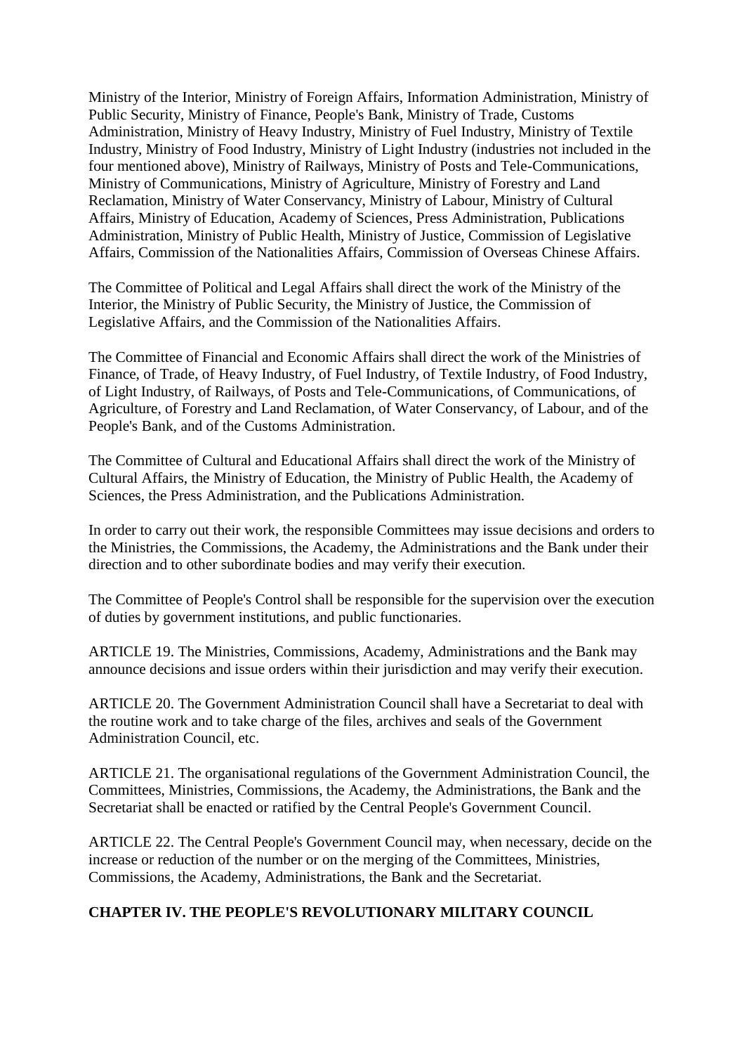Ministry of the Interior, Ministry of Foreign Affairs, Information Administration, Ministry of Public Security, Ministry of Finance, People's Bank, Ministry of Trade, Customs Administration, Ministry of Heavy Industry, Ministry of Fuel Industry, Ministry of Textile Industry, Ministry of Food Industry, Ministry of Light Industry (industries not included in the four mentioned above), Ministry of Railways, Ministry of Posts and Tele-Communications, Ministry of Communications, Ministry of Agriculture, Ministry of Forestry and Land Reclamation, Ministry of Water Conservancy, Ministry of Labour, Ministry of Cultural Affairs, Ministry of Education, Academy of Sciences, Press Administration, Publications Administration, Ministry of Public Health, Ministry of Justice, Commission of Legislative Affairs, Commission of the Nationalities Affairs, Commission of Overseas Chinese Affairs.

The Committee of Political and Legal Affairs shall direct the work of the Ministry of the Interior, the Ministry of Public Security, the Ministry of Justice, the Commission of Legislative Affairs, and the Commission of the Nationalities Affairs.

The Committee of Financial and Economic Affairs shall direct the work of the Ministries of Finance, of Trade, of Heavy Industry, of Fuel Industry, of Textile Industry, of Food Industry, of Light Industry, of Railways, of Posts and Tele-Communications, of Communications, of Agriculture, of Forestry and Land Reclamation, of Water Conservancy, of Labour, and of the People's Bank, and of the Customs Administration.

The Committee of Cultural and Educational Affairs shall direct the work of the Ministry of Cultural Affairs, the Ministry of Education, the Ministry of Public Health, the Academy of Sciences, the Press Administration, and the Publications Administration.

In order to carry out their work, the responsible Committees may issue decisions and orders to the Ministries, the Commissions, the Academy, the Administrations and the Bank under their direction and to other subordinate bodies and may verify their execution.

The Committee of People's Control shall be responsible for the supervision over the execution of duties by government institutions, and public functionaries.

ARTICLE 19. The Ministries, Commissions, Academy, Administrations and the Bank may announce decisions and issue orders within their jurisdiction and may verify their execution.

ARTICLE 20. The Government Administration Council shall have a Secretariat to deal with the routine work and to take charge of the files, archives and seals of the Government Administration Council, etc.

ARTICLE 21. The organisational regulations of the Government Administration Council, the Committees, Ministries, Commissions, the Academy, the Administrations, the Bank and the Secretariat shall be enacted or ratified by the Central People's Government Council.

ARTICLE 22. The Central People's Government Council may, when necessary, decide on the increase or reduction of the number or on the merging of the Committees, Ministries, Commissions, the Academy, Administrations, the Bank and the Secretariat.

## CHAPTER IV. THE PEOPLE'S REVOLUTIONARY MILITARY COUNCIL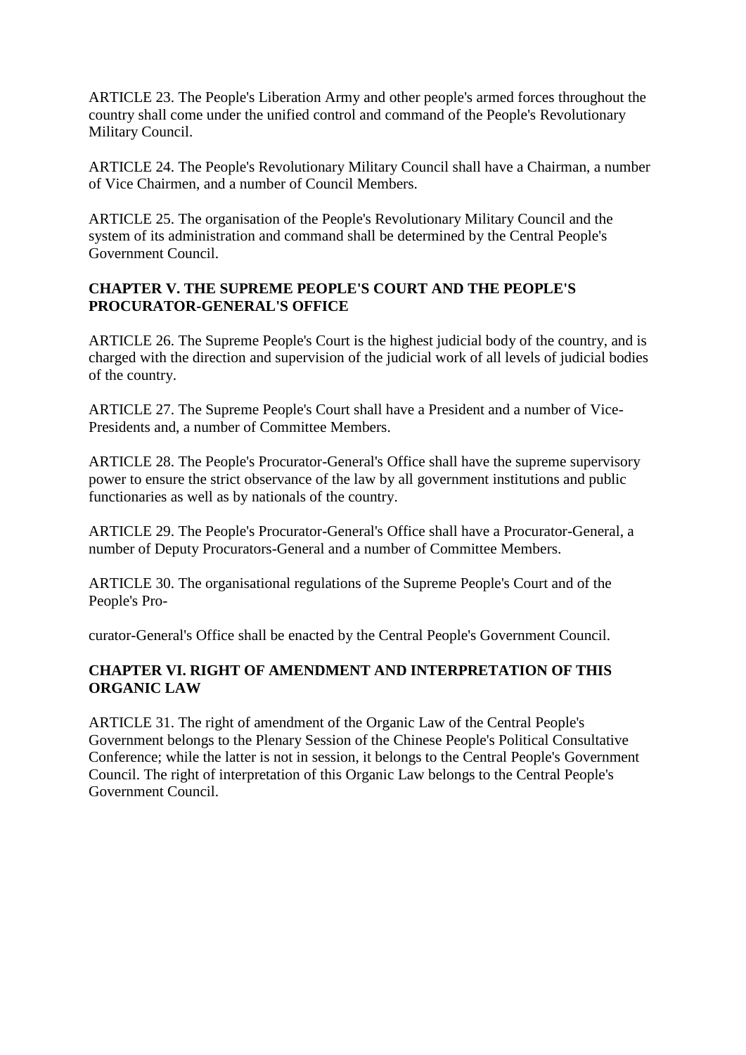ARTICLE 23. The People's Liberation Army and other people's armed forces throughout the country shall come under the unified control and command of the People's Revolutionary Military Council.

ARTICLE 24. The People's Revolutionary Military Council shall have a Chairman, a number of Vice Chairmen, and a number of Council Members.

ARTICLE 25. The organisation of the People's Revolutionary Military Council and the system of its administration and command shall be determined by the Central People's Government Council.

## CHAPTER V. THE SUPREME PEOPLE'S COURT AND THE PEOPLE'S PROCURATOR-GENERAL'S OFFICE

ARTICLE 26. The Supreme People's Court is the highest judicial body of the country, and is charged with the direction and supervision of the judicial work of all levels of judicial bodies of the country.

ARTICLE 27. The Supreme People's Court shall have a President and a number of Vice-Presidents and, a number of Committee Members.

ARTICLE 28. The People's Procurator-General's Office shall have the supreme supervisory power to ensure the strict observance of the law by all government institutions and public functionaries as well as by nationals of the country.

ARTICLE 29. The People's Procurator-General's Office shall have a Procurator-General, a number of Deputy Procurators-General and a number of Committee Members.

ARTICLE 30. The organisational regulations of the Supreme People's Court and of the People's Procurator-General's Office shall be enacted by the Central People's Government Council.

## CHAPTER VI. RIGHT OF AMENDMENT AND INTERPRETATION OF THIS ORGANIC LAW

ARTICLE 31. The right of amendment of the Organic Law of the Central People's Government belongs to the Plenary Session of the Chinese People's Political Consultative Conference; while the latter is not in session, it belongs to the Central People's Government Council. The right of interpretation of this Organic Law belongs to the Central People's Government Council.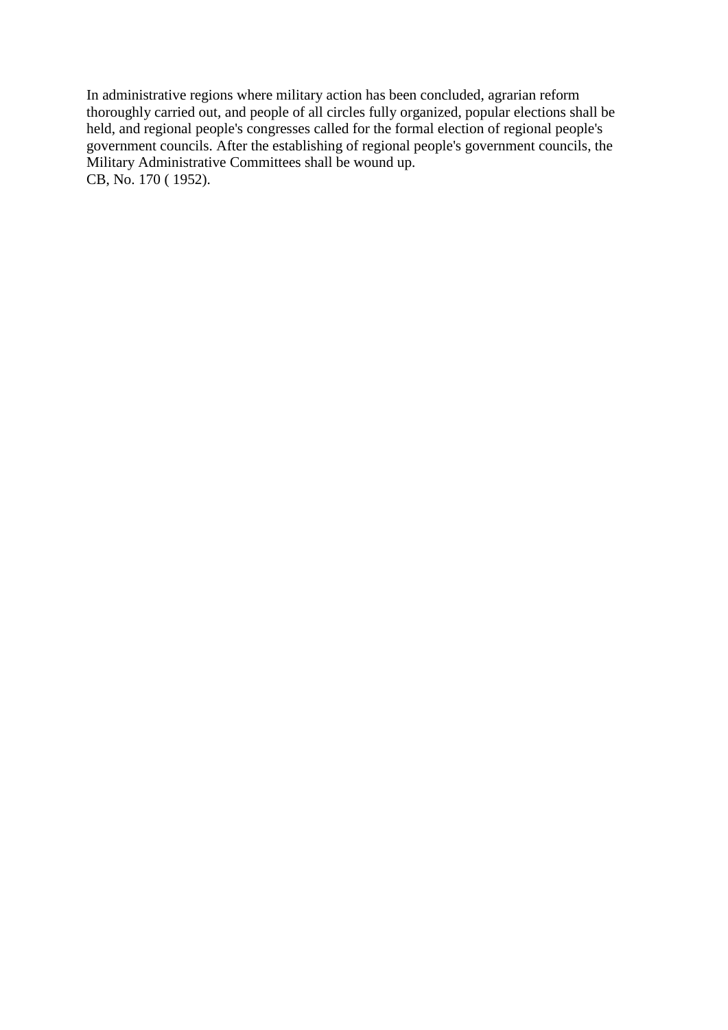In administrative regions where military action has been concluded, agrarian reform thoroughly carried out, and people of all circles fully organized, popular elections shall be held, and regional people's congresses called for the formal election of regional people's government councils. After the establishing of regional people's government councils, the Military Administrative Committees shall be wound up.

CB, No. 170 ( 1952).